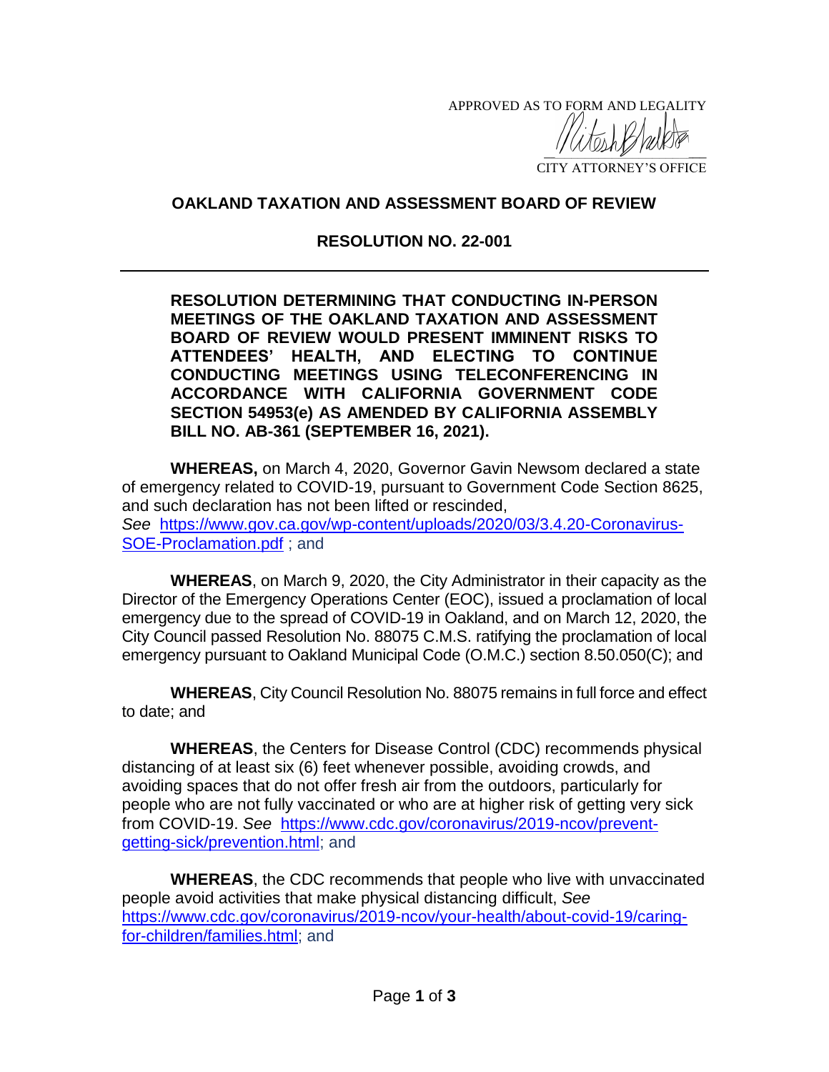APPROVED AS TO FORM AND LEGALITY

CITY ATTORNEY'S OFFICE

## OAKLAND TAXATION AND ASSESSMENT BOARD OF REVIEW

## RESOLUTION NO. 22-001

---

**RESOLUTION DETERMINING THAT CONDUCTING IN-PERSON MEETINGS OF THE OAKLAND TAXATION AND ASSESSMENT BOARD OF REVIEW WOULD PRESENT IMMINENT RISKS TO ATTENDEES' HEALTH, AND ELECTING TO CONTINUE CONDUCTING MEETINGS USING TELECONFERENCING IN ACCORDANCE WITH CALIFORNIA GOVERNMENT CODE SECTION 54953(e) AS AMENDED BY CALIFORNIA ASSEMBLY BILL NO. AB-361 (SEPTEMBER 16, 2021).**

**WHEREAS,** on March 4, 2020, Governor Gavin Newsom declared a state of emergency related to COVID-19, pursuant to Government Code Section 8625, and such declaration has not been lifted or rescinded, *See* https://www.gov.ca.gov/wp-content/uploads/2020/03/3.4.20-Coronavirus-SOE-Proclamation.pdf ; and

**WHEREAS**, on March 9, 2020, the City Administrator in their capacity as the Director of the Emergency Operations Center (EOC), issued a proclamation of local emergency due to the spread of COVID-19 in Oakland, and on March 12, 2020, the City Council passed Resolution No. 88075 C.M.S. ratifying the proclamation of local emergency pursuant to Oakland Municipal Code (O.M.C.) section 8.50.050(C); and

**WHEREAS**, City Council Resolution No. 88075 remains in full force and effect to date; and

**WHEREAS**, the Centers for Disease Control (CDC) recommends physical distancing of at least six (6) feet whenever possible, avoiding crowds, and avoiding spaces that do not offer fresh air from the outdoors, particularly for people who are not fully vaccinated or who are at higher risk of getting very sick from COVID-19. *See* https://www.cdc.gov/coronavirus/2019-ncov/prevent-getting-sick/prevention.html; and

**WHEREAS**, the CDC recommends that people who live with unvaccinated people avoid activities that make physical distancing difficult, *See* https://www.cdc.gov/coronavirus/2019-ncov/your-health/about-covid-19/caring-for-children/families.html; and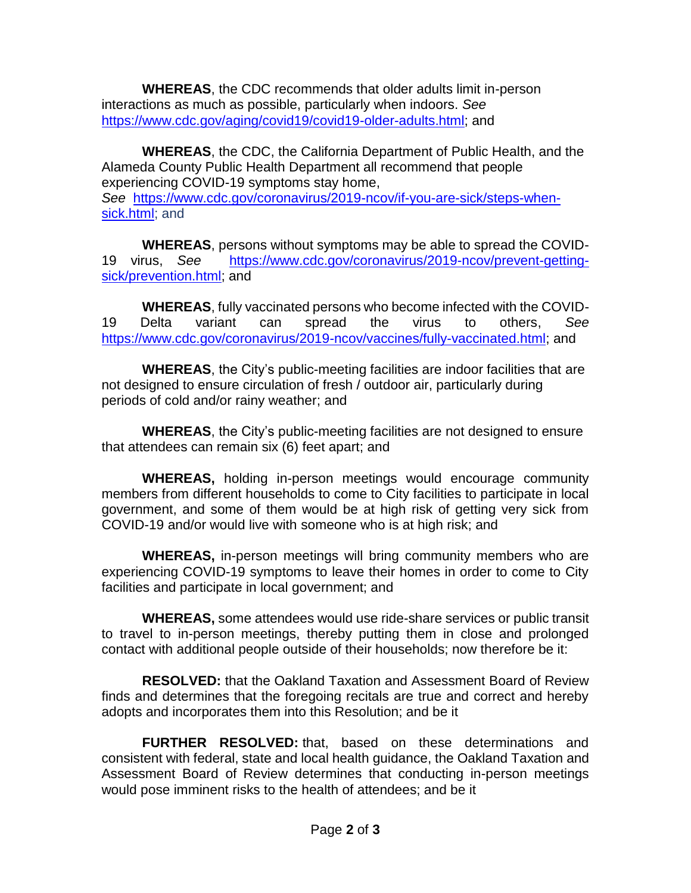**WHEREAS**, the CDC recommends that older adults limit in-person interactions as much as possible, particularly when indoors. *See* https://www.cdc.gov/aging/covid19/covid19-older-adults.html; and

**WHEREAS**, the CDC, the California Department of Public Health, and the Alameda County Public Health Department all recommend that people experiencing COVID-19 symptoms stay home, *See* https://www.cdc.gov/coronavirus/2019-ncov/if-you-are-sick/steps-when-sick.html; and

**WHEREAS**, persons without symptoms may be able to spread the COVID-19 virus, *See* https://www.cdc.gov/coronavirus/2019-ncov/prevent-getting-sick/prevention.html; and

**WHEREAS**, fully vaccinated persons who become infected with the COVID-19 Delta variant can spread the virus to others, *See* https://www.cdc.gov/coronavirus/2019-ncov/vaccines/fully-vaccinated.html; and

**WHEREAS**, the City's public-meeting facilities are indoor facilities that are not designed to ensure circulation of fresh / outdoor air, particularly during periods of cold and/or rainy weather; and

**WHEREAS**, the City's public-meeting facilities are not designed to ensure that attendees can remain six (6) feet apart; and

**WHEREAS,** holding in-person meetings would encourage community members from different households to come to City facilities to participate in local government, and some of them would be at high risk of getting very sick from COVID-19 and/or would live with someone who is at high risk; and

**WHEREAS,** in-person meetings will bring community members who are experiencing COVID-19 symptoms to leave their homes in order to come to City facilities and participate in local government; and

**WHEREAS,** some attendees would use ride-share services or public transit to travel to in-person meetings, thereby putting them in close and prolonged contact with additional people outside of their households; now therefore be it:

**RESOLVED:** that the Oakland Taxation and Assessment Board of Review finds and determines that the foregoing recitals are true and correct and hereby adopts and incorporates them into this Resolution; and be it

**FURTHER RESOLVED:** that, based on these determinations and consistent with federal, state and local health guidance, the Oakland Taxation and Assessment Board of Review determines that conducting in-person meetings would pose imminent risks to the health of attendees; and be it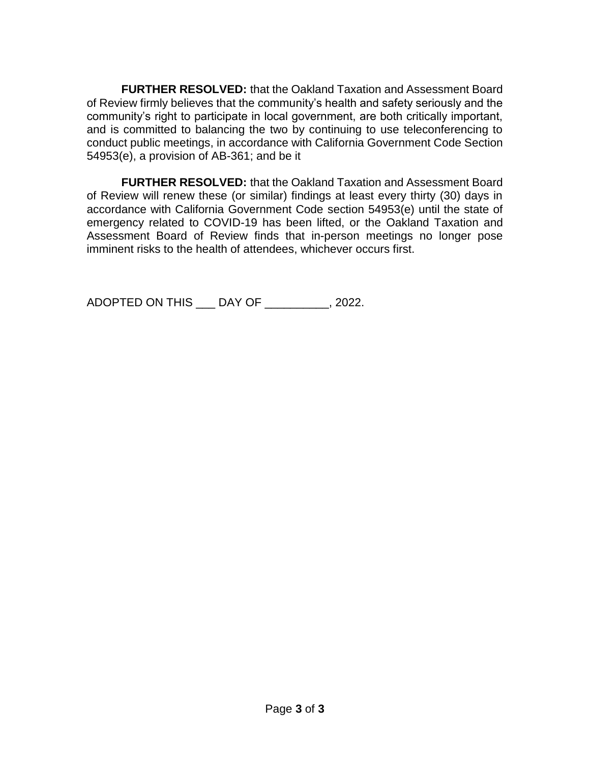**FURTHER RESOLVED:** that the Oakland Taxation and Assessment Board of Review firmly believes that the community's health and safety seriously and the community's right to participate in local government, are both critically important, and is committed to balancing the two by continuing to use teleconferencing to conduct public meetings, in accordance with California Government Code Section 54953(e), a provision of AB-361; and be it

**FURTHER RESOLVED:** that the Oakland Taxation and Assessment Board of Review will renew these (or similar) findings at least every thirty (30) days in accordance with California Government Code section 54953(e) until the state of emergency related to COVID-19 has been lifted, or the Oakland Taxation and Assessment Board of Review finds that in-person meetings no longer pose imminent risks to the health of attendees, whichever occurs first.

ADOPTED ON THIS ___ DAY OF __________, 2022.